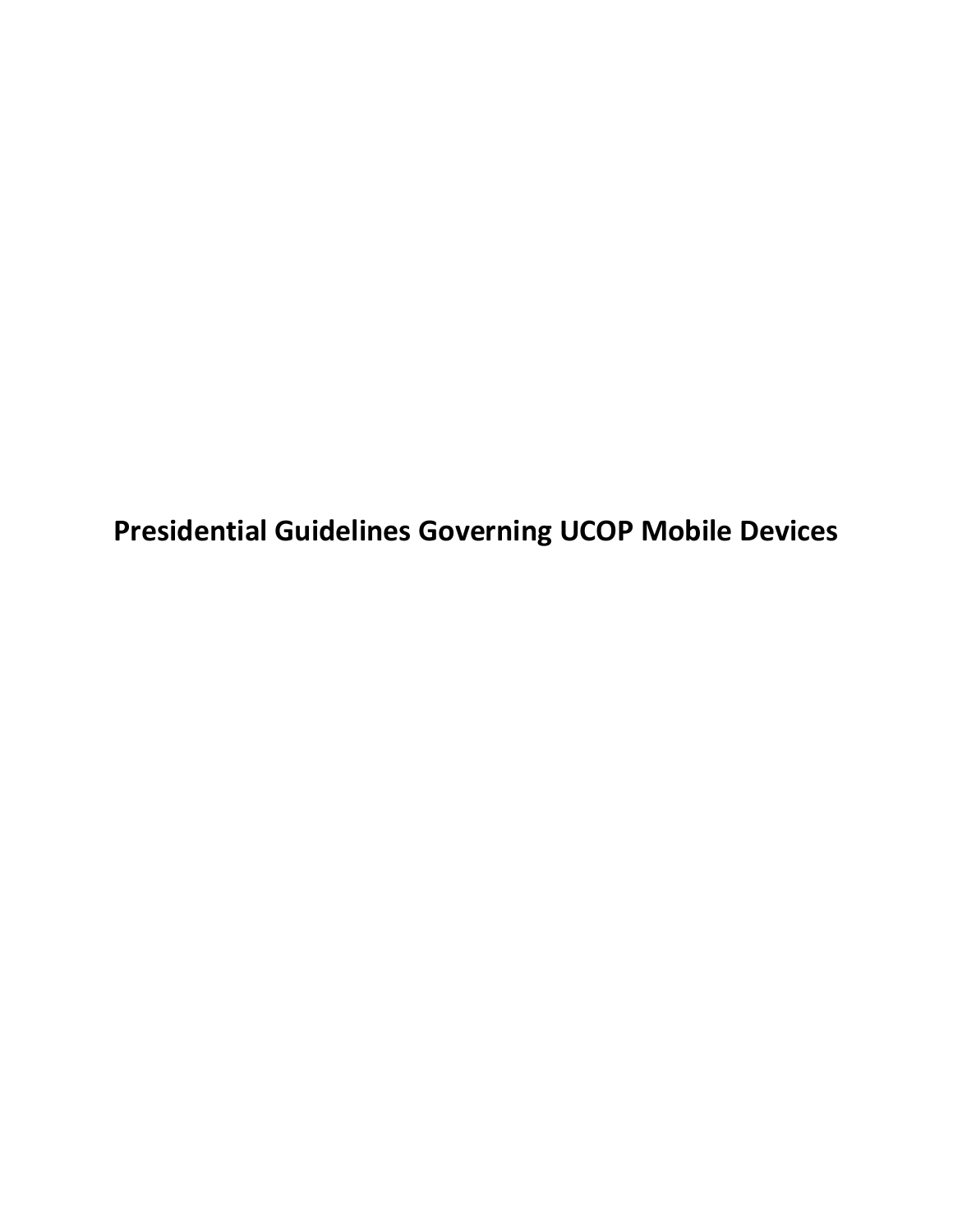# Presidential Guidelines Governing UCOP Mobile Devices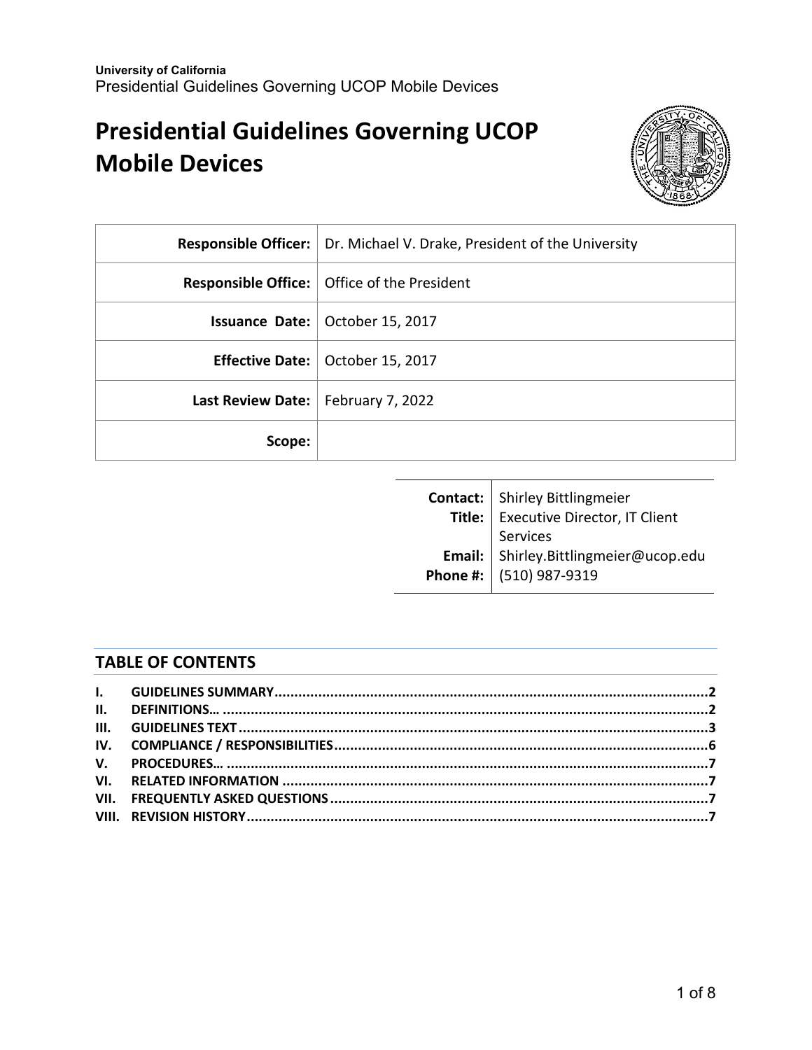# Presidential Guidelines Governing UCOP Mobile Devices

| | |
|---|---|
| **Responsible Officer:** | Dr. Michael V. Drake, President of the University |
| **Responsible Office:** | Office of the President |
| **Issuance Date:** | October 15, 2017 |
| **Effective Date:** | October 15, 2017 |
| **Last Review Date:** | February 7, 2022 |
| **Scope:** | |

| | |
|---|---|
| **Contact:** | Shirley Bittlingmeier |
| **Title:** | Executive Director, IT Client Services |
| **Email:** | Shirley.Bittlingmeier@ucop.edu |
| **Phone #:** | (510) 987-9319 |

## TABLE OF CONTENTS

- **I. GUIDELINES SUMMARY** ........ 2
- **II. DEFINITIONS…** ........ 2
- **III. GUIDELINES TEXT** ........ 3
- **IV. COMPLIANCE / RESPONSIBILITIES** ........ 6
- **V. PROCEDURES…** ........ 7
- **VI. RELATED INFORMATION** ........ 7
- **VII. FREQUENTLY ASKED QUESTIONS** ........ 7
- **VIII. REVISION HISTORY** ........ 7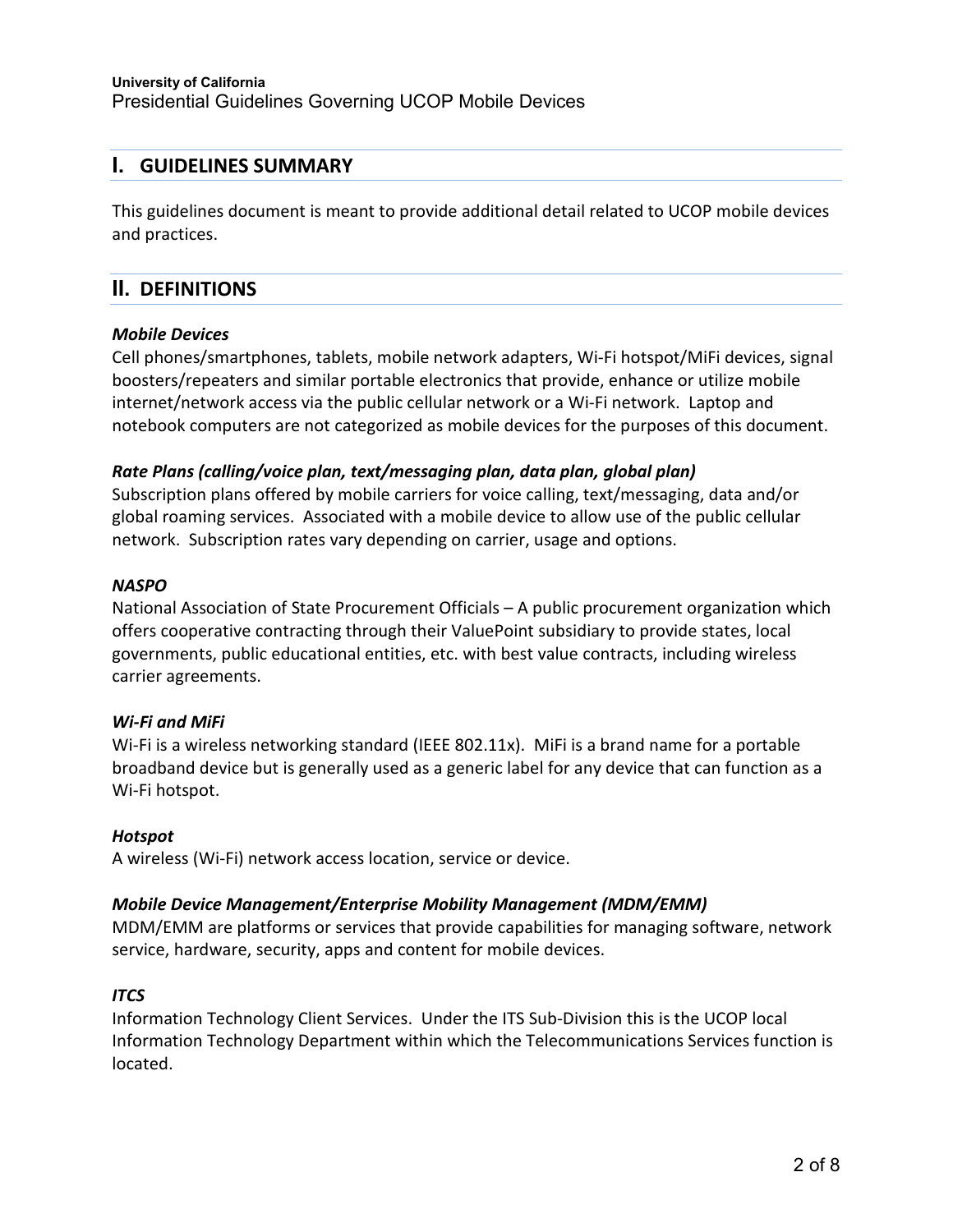## I. GUIDELINES SUMMARY

This guidelines document is meant to provide additional detail related to UCOP mobile devices and practices.

## II. DEFINITIONS

***Mobile Devices***
Cell phones/smartphones, tablets, mobile network adapters, Wi-Fi hotspot/MiFi devices, signal boosters/repeaters and similar portable electronics that provide, enhance or utilize mobile internet/network access via the public cellular network or a Wi-Fi network. Laptop and notebook computers are not categorized as mobile devices for the purposes of this document.

***Rate Plans (calling/voice plan, text/messaging plan, data plan, global plan)***
Subscription plans offered by mobile carriers for voice calling, text/messaging, data and/or global roaming services. Associated with a mobile device to allow use of the public cellular network. Subscription rates vary depending on carrier, usage and options.

***NASPO***
National Association of State Procurement Officials – A public procurement organization which offers cooperative contracting through their ValuePoint subsidiary to provide states, local governments, public educational entities, etc. with best value contracts, including wireless carrier agreements.

***Wi-Fi and MiFi***
Wi-Fi is a wireless networking standard (IEEE 802.11x). MiFi is a brand name for a portable broadband device but is generally used as a generic label for any device that can function as a Wi-Fi hotspot.

***Hotspot***
A wireless (Wi-Fi) network access location, service or device.

***Mobile Device Management/Enterprise Mobility Management (MDM/EMM)***
MDM/EMM are platforms or services that provide capabilities for managing software, network service, hardware, security, apps and content for mobile devices.

***ITCS***
Information Technology Client Services. Under the ITS Sub-Division this is the UCOP local Information Technology Department within which the Telecommunications Services function is located.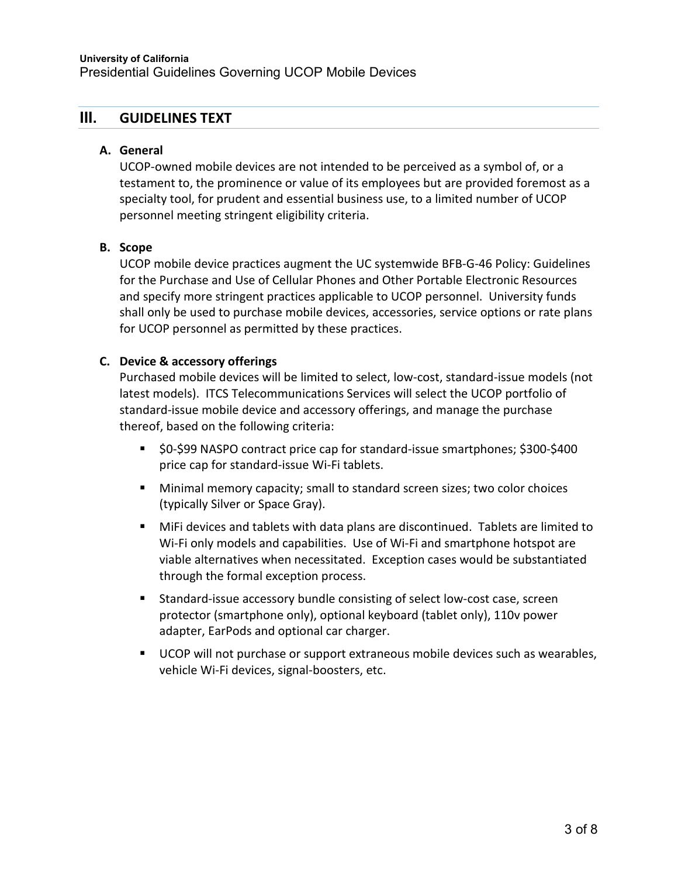## III. GUIDELINES TEXT

### A. General

UCOP-owned mobile devices are not intended to be perceived as a symbol of, or a testament to, the prominence or value of its employees but are provided foremost as a specialty tool, for prudent and essential business use, to a limited number of UCOP personnel meeting stringent eligibility criteria.

### B. Scope

UCOP mobile device practices augment the UC systemwide BFB-G-46 Policy: Guidelines for the Purchase and Use of Cellular Phones and Other Portable Electronic Resources and specify more stringent practices applicable to UCOP personnel. University funds shall only be used to purchase mobile devices, accessories, service options or rate plans for UCOP personnel as permitted by these practices.

### C. Device & accessory offerings

Purchased mobile devices will be limited to select, low-cost, standard-issue models (not latest models). ITCS Telecommunications Services will select the UCOP portfolio of standard-issue mobile device and accessory offerings, and manage the purchase thereof, based on the following criteria:

- $0-$99 NASPO contract price cap for standard-issue smartphones; $300-$400 price cap for standard-issue Wi-Fi tablets.
- Minimal memory capacity; small to standard screen sizes; two color choices (typically Silver or Space Gray).
- MiFi devices and tablets with data plans are discontinued. Tablets are limited to Wi-Fi only models and capabilities. Use of Wi-Fi and smartphone hotspot are viable alternatives when necessitated. Exception cases would be substantiated through the formal exception process.
- Standard-issue accessory bundle consisting of select low-cost case, screen protector (smartphone only), optional keyboard (tablet only), 110v power adapter, EarPods and optional car charger.
- UCOP will not purchase or support extraneous mobile devices such as wearables, vehicle Wi-Fi devices, signal-boosters, etc.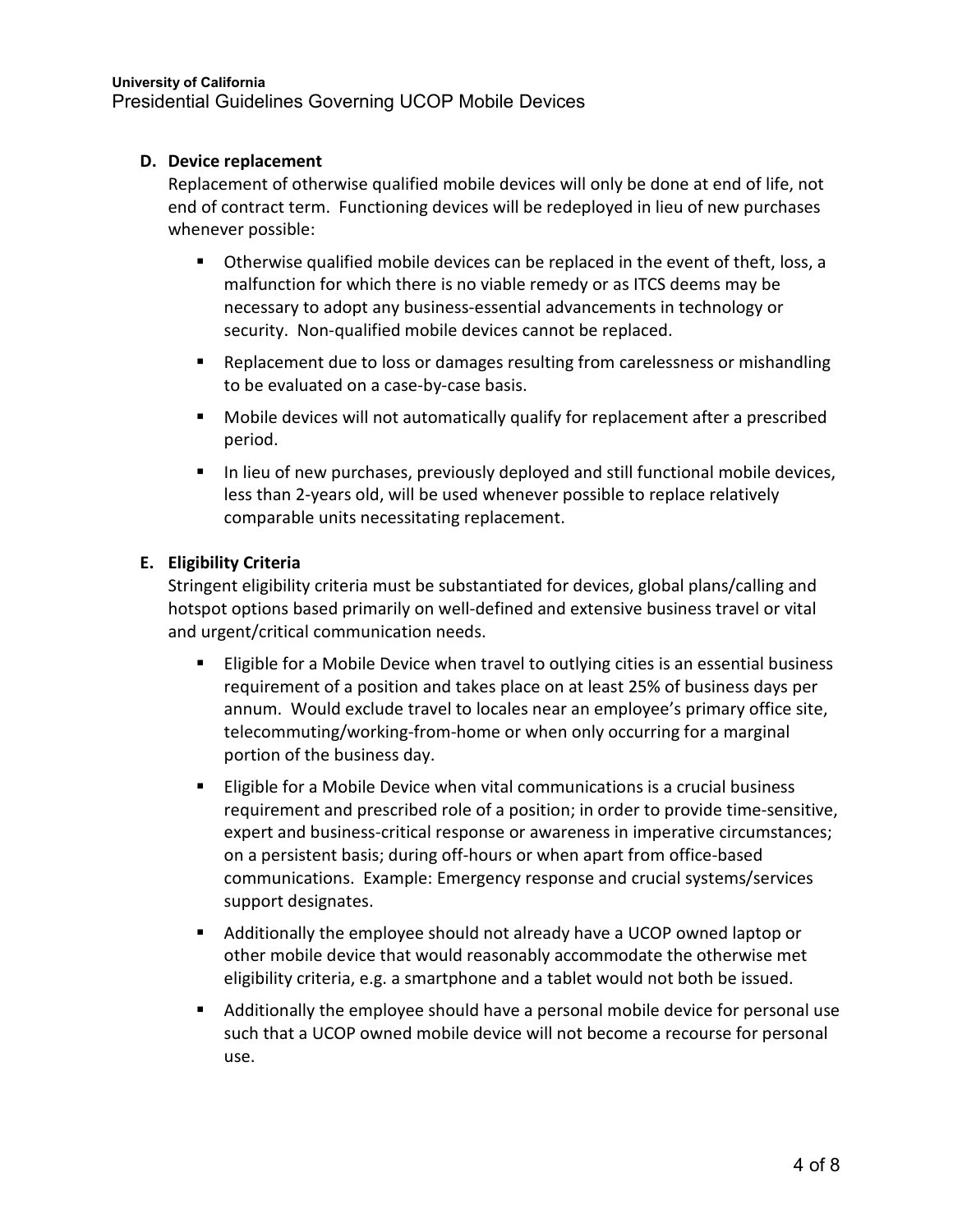**D. Device replacement**

Replacement of otherwise qualified mobile devices will only be done at end of life, not end of contract term. Functioning devices will be redeployed in lieu of new purchases whenever possible:

- Otherwise qualified mobile devices can be replaced in the event of theft, loss, a malfunction for which there is no viable remedy or as ITCS deems may be necessary to adopt any business-essential advancements in technology or security. Non-qualified mobile devices cannot be replaced.
- Replacement due to loss or damages resulting from carelessness or mishandling to be evaluated on a case-by-case basis.
- Mobile devices will not automatically qualify for replacement after a prescribed period.
- In lieu of new purchases, previously deployed and still functional mobile devices, less than 2-years old, will be used whenever possible to replace relatively comparable units necessitating replacement.

**E. Eligibility Criteria**

Stringent eligibility criteria must be substantiated for devices, global plans/calling and hotspot options based primarily on well-defined and extensive business travel or vital and urgent/critical communication needs.

- Eligible for a Mobile Device when travel to outlying cities is an essential business requirement of a position and takes place on at least 25% of business days per annum. Would exclude travel to locales near an employee's primary office site, telecommuting/working-from-home or when only occurring for a marginal portion of the business day.
- Eligible for a Mobile Device when vital communications is a crucial business requirement and prescribed role of a position; in order to provide time-sensitive, expert and business-critical response or awareness in imperative circumstances; on a persistent basis; during off-hours or when apart from office-based communications. Example: Emergency response and crucial systems/services support designates.
- Additionally the employee should not already have a UCOP owned laptop or other mobile device that would reasonably accommodate the otherwise met eligibility criteria, e.g. a smartphone and a tablet would not both be issued.
- Additionally the employee should have a personal mobile device for personal use such that a UCOP owned mobile device will not become a recourse for personal use.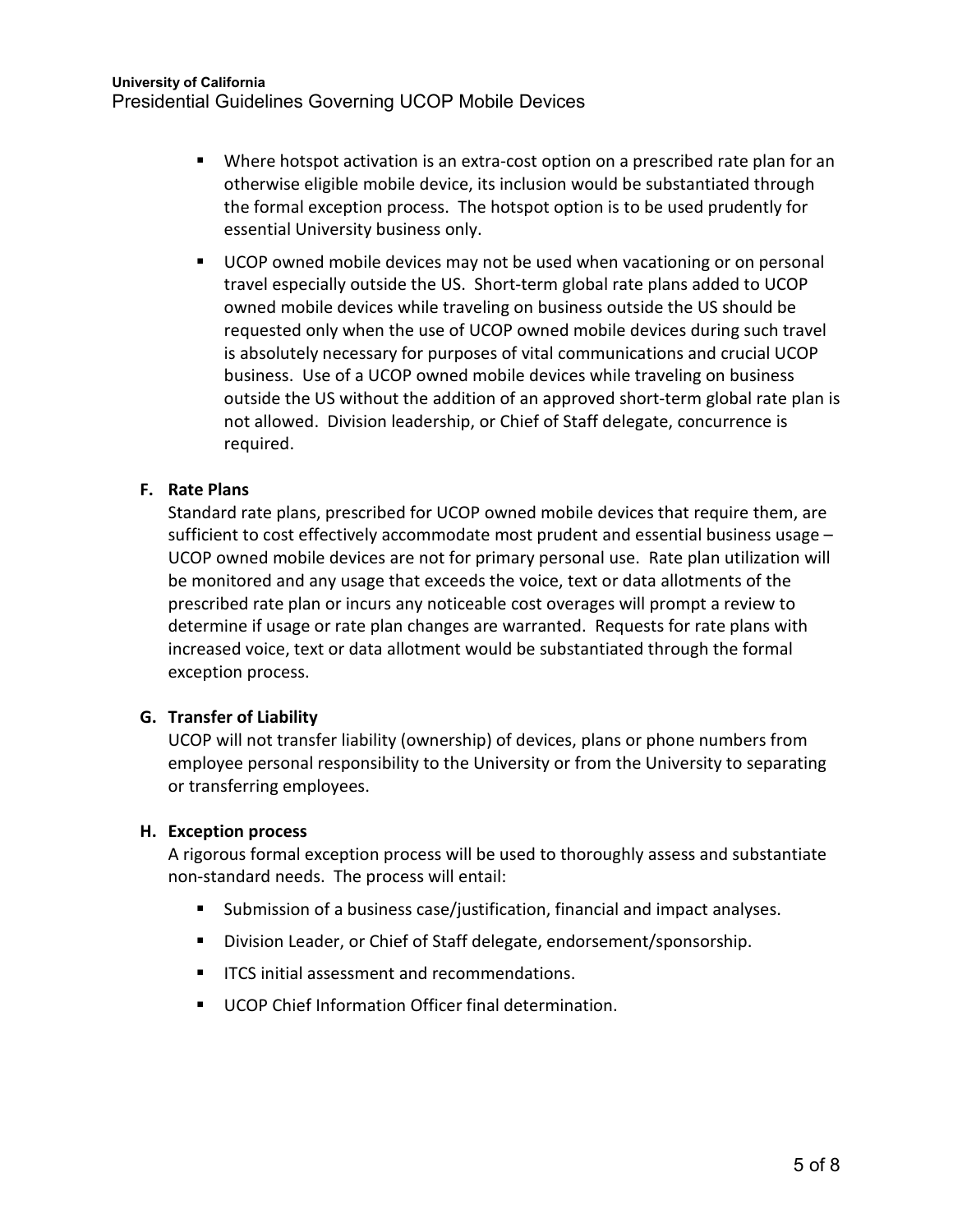- Where hotspot activation is an extra-cost option on a prescribed rate plan for an otherwise eligible mobile device, its inclusion would be substantiated through the formal exception process. The hotspot option is to be used prudently for essential University business only.
- UCOP owned mobile devices may not be used when vacationing or on personal travel especially outside the US. Short-term global rate plans added to UCOP owned mobile devices while traveling on business outside the US should be requested only when the use of UCOP owned mobile devices during such travel is absolutely necessary for purposes of vital communications and crucial UCOP business. Use of a UCOP owned mobile devices while traveling on business outside the US without the addition of an approved short-term global rate plan is not allowed. Division leadership, or Chief of Staff delegate, concurrence is required.

**F. Rate Plans**

Standard rate plans, prescribed for UCOP owned mobile devices that require them, are sufficient to cost effectively accommodate most prudent and essential business usage – UCOP owned mobile devices are not for primary personal use. Rate plan utilization will be monitored and any usage that exceeds the voice, text or data allotments of the prescribed rate plan or incurs any noticeable cost overages will prompt a review to determine if usage or rate plan changes are warranted. Requests for rate plans with increased voice, text or data allotment would be substantiated through the formal exception process.

**G. Transfer of Liability**

UCOP will not transfer liability (ownership) of devices, plans or phone numbers from employee personal responsibility to the University or from the University to separating or transferring employees.

**H. Exception process**

A rigorous formal exception process will be used to thoroughly assess and substantiate non-standard needs. The process will entail:

- Submission of a business case/justification, financial and impact analyses.
- Division Leader, or Chief of Staff delegate, endorsement/sponsorship.
- ITCS initial assessment and recommendations.
- UCOP Chief Information Officer final determination.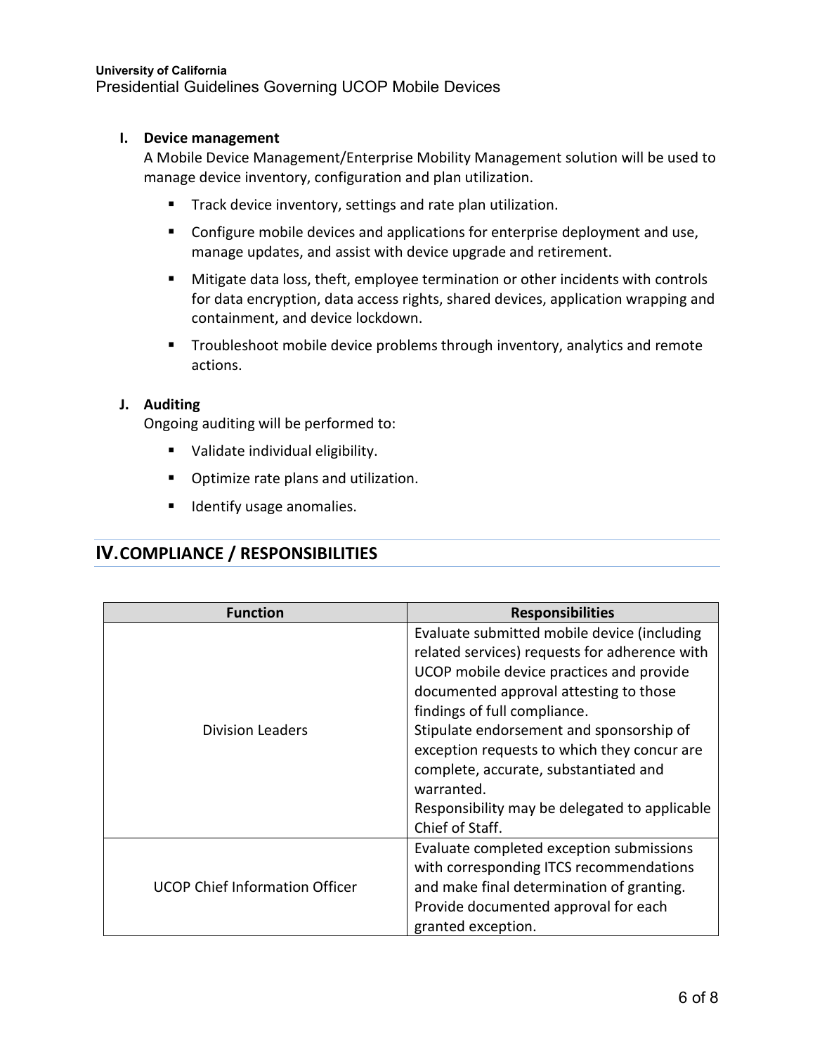**I. Device management**

A Mobile Device Management/Enterprise Mobility Management solution will be used to manage device inventory, configuration and plan utilization.

- Track device inventory, settings and rate plan utilization.
- Configure mobile devices and applications for enterprise deployment and use, manage updates, and assist with device upgrade and retirement.
- Mitigate data loss, theft, employee termination or other incidents with controls for data encryption, data access rights, shared devices, application wrapping and containment, and device lockdown.
- Troubleshoot mobile device problems through inventory, analytics and remote actions.

**J. Auditing**

Ongoing auditing will be performed to:

- Validate individual eligibility.
- Optimize rate plans and utilization.
- Identify usage anomalies.

## IV. COMPLIANCE / RESPONSIBILITIES

| Function | Responsibilities |
|---|---|
| Division Leaders | Evaluate submitted mobile device (including related services) requests for adherence with UCOP mobile device practices and provide documented approval attesting to those findings of full compliance.<br>Stipulate endorsement and sponsorship of exception requests to which they concur are complete, accurate, substantiated and warranted.<br>Responsibility may be delegated to applicable Chief of Staff. |
| UCOP Chief Information Officer | Evaluate completed exception submissions with corresponding ITCS recommendations and make final determination of granting. Provide documented approval for each granted exception. |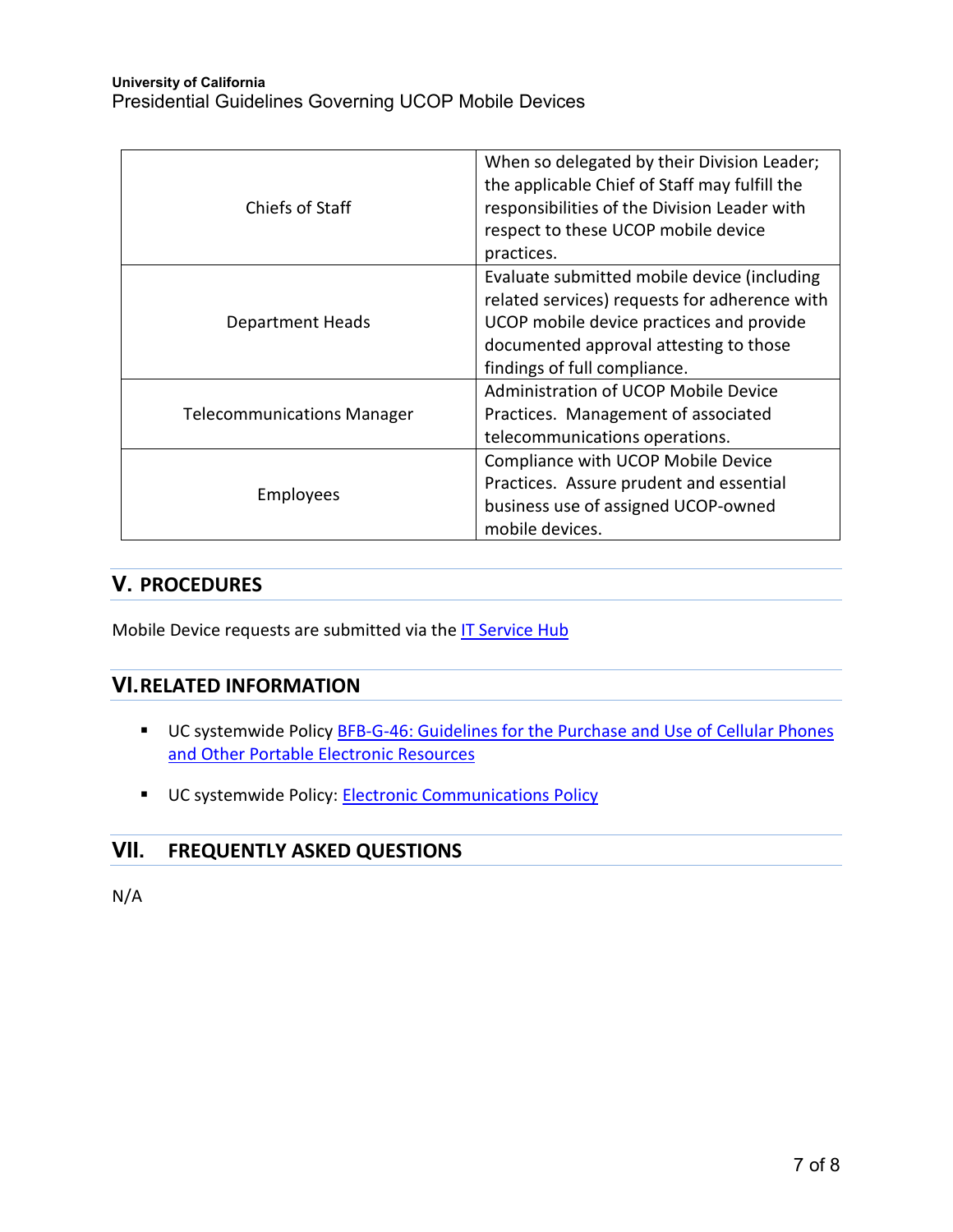| | |
|---|---|
| Chiefs of Staff | When so delegated by their Division Leader; the applicable Chief of Staff may fulfill the responsibilities of the Division Leader with respect to these UCOP mobile device practices. |
| Department Heads | Evaluate submitted mobile device (including related services) requests for adherence with UCOP mobile device practices and provide documented approval attesting to those findings of full compliance. |
| Telecommunications Manager | Administration of UCOP Mobile Device Practices. Management of associated telecommunications operations. |
| Employees | Compliance with UCOP Mobile Device Practices. Assure prudent and essential business use of assigned UCOP-owned mobile devices. |

## V. PROCEDURES

Mobile Device requests are submitted via the IT Service Hub

## VI. RELATED INFORMATION

- UC systemwide Policy BFB-G-46: Guidelines for the Purchase and Use of Cellular Phones and Other Portable Electronic Resources
- UC systemwide Policy: Electronic Communications Policy

## VII. FREQUENTLY ASKED QUESTIONS

N/A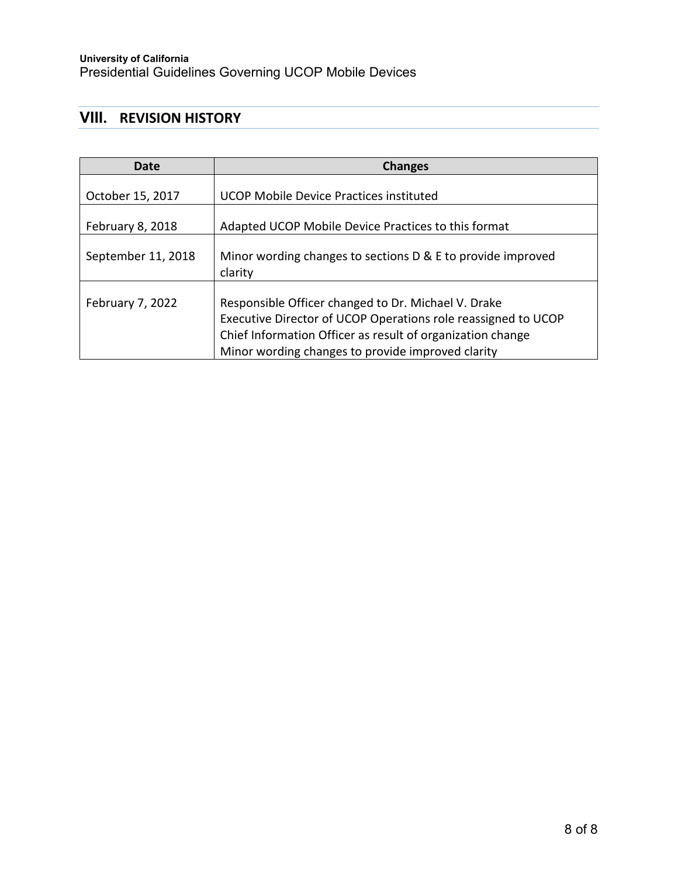## VIII. REVISION HISTORY

| Date | Changes |
|---|---|
| October 15, 2017 | UCOP Mobile Device Practices instituted |
| February 8, 2018 | Adapted UCOP Mobile Device Practices to this format |
| September 11, 2018 | Minor wording changes to sections D & E to provide improved clarity |
| February 7, 2022 | Responsible Officer changed to Dr. Michael V. Drake<br>Executive Director of UCOP Operations role reassigned to UCOP Chief Information Officer as result of organization change<br>Minor wording changes to provide improved clarity |